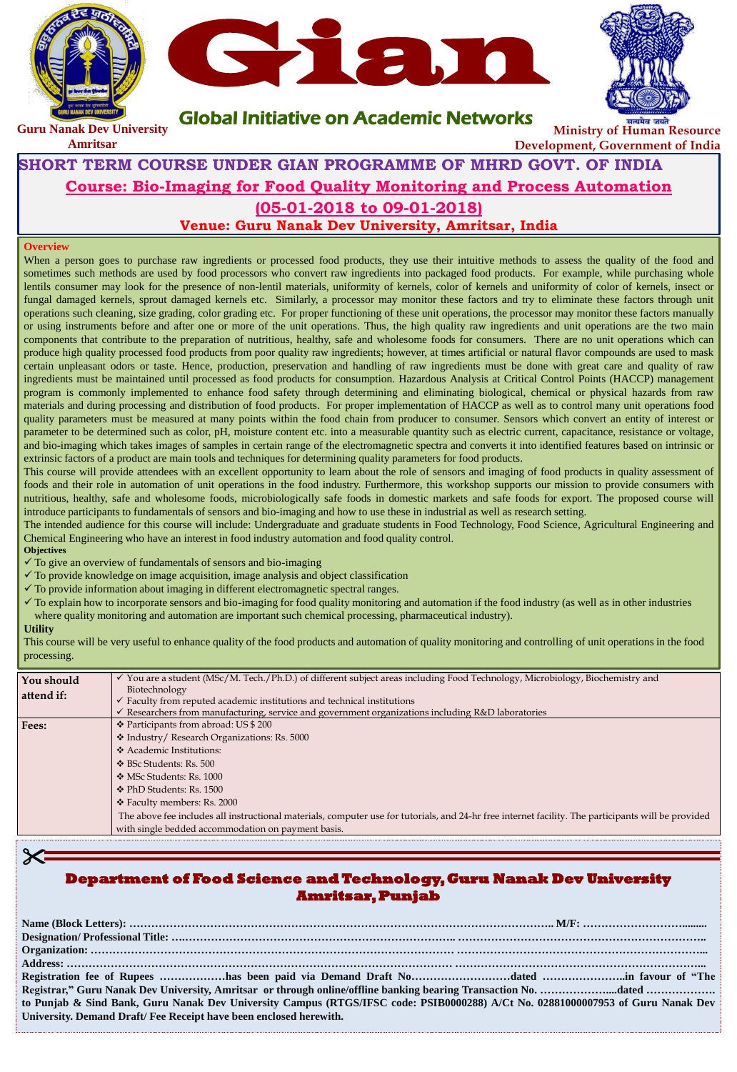Guru Nanak Dev University
Amritsar

# Gian

## Global Initiative on Academic Networks

Ministry of Human Resource Development, Government of India

## SHORT TERM COURSE UNDER GIAN PROGRAMME OF MHRD GOVT. OF INDIA

### Course: Bio-Imaging for Food Quality Monitoring and Process Automation

### (05-01-2018 to 09-01-2018)

### Venue: Guru Nanak Dev University, Amritsar, India

**Overview**

When a person goes to purchase raw ingredients or processed food products, they use their intuitive methods to assess the quality of the food and sometimes such methods are used by food processors who convert raw ingredients into packaged food products. For example, while purchasing whole lentils consumer may look for the presence of non-lentil materials, uniformity of kernels, color of kernels and uniformity of color of kernels, insect or fungal damaged kernels, sprout damaged kernels etc. Similarly, a processor may monitor these factors and try to eliminate these factors through unit operations such cleaning, size grading, color grading etc. For proper functioning of these unit operations, the processor may monitor these factors manually or using instruments before and after one or more of the unit operations. Thus, the high quality raw ingredients and unit operations are the two main components that contribute to the preparation of nutritious, healthy, safe and wholesome foods for consumers. There are no unit operations which can produce high quality processed food products from poor quality raw ingredients; however, at times artificial or natural flavor compounds are used to mask certain unpleasant odors or taste. Hence, production, preservation and handling of raw ingredients must be done with great care and quality of raw ingredients must be maintained until processed as food products for consumption. Hazardous Analysis at Critical Control Points (HACCP) management program is commonly implemented to enhance food safety through determining and eliminating biological, chemical or physical hazards from raw materials and during processing and distribution of food products. For proper implementation of HACCP as well as to control many unit operations food quality parameters must be measured at many points within the food chain from producer to consumer. Sensors which convert an entity of interest or parameter to be determined such as color, pH, moisture content etc. into a measurable quantity such as electric current, capacitance, resistance or voltage, and bio-imaging which takes images of samples in certain range of the electromagnetic spectra and converts it into identified features based on intrinsic or extrinsic factors of a product are main tools and techniques for determining quality parameters for food products.

This course will provide attendees with an excellent opportunity to learn about the role of sensors and imaging of food products in quality assessment of foods and their role in automation of unit operations in the food industry. Furthermore, this workshop supports our mission to provide consumers with nutritious, healthy, safe and wholesome foods, microbiologically safe foods in domestic markets and safe foods for export. The proposed course will introduce participants to fundamentals of sensors and bio-imaging and how to use these in industrial as well as research setting.

The intended audience for this course will include: Undergraduate and graduate students in Food Technology, Food Science, Agricultural Engineering and Chemical Engineering who have an interest in food industry automation and food quality control.

**Objectives**

- ✓ To give an overview of fundamentals of sensors and bio-imaging
- ✓ To provide knowledge on image acquisition, image analysis and object classification
- ✓ To provide information about imaging in different electromagnetic spectral ranges.
- ✓ To explain how to incorporate sensors and bio-imaging for food quality monitoring and automation if the food industry (as well as in other industries where quality monitoring and automation are important such chemical processing, pharmaceutical industry).

**Utility**

This course will be very useful to enhance quality of the food products and automation of quality monitoring and controlling of unit operations in the food processing.

| | |
|---|---|
| **You should attend if:** | ✓ You are a student (MSc/M. Tech./Ph.D.) of different subject areas including Food Technology, Microbiology, Biochemistry and Biotechnology<br>✓ Faculty from reputed academic institutions and technical institutions<br>✓ Researchers from manufacturing, service and government organizations including R&D laboratories |
| **Fees:** | ❖ Participants from abroad: US $ 200<br>❖ Industry/ Research Organizations: Rs. 5000<br>❖ Academic Institutions:<br>❖ BSc Students: Rs. 500<br>❖ MSc Students: Rs. 1000<br>❖ PhD Students: Rs. 1500<br>❖ Faculty members: Rs. 2000<br>The above fee includes all instructional materials, computer use for tutorials, and 24-hr free internet facility. The participants will be provided with single bedded accommodation on payment basis. |

✂

## Department of Food Science and Technology, Guru Nanak Dev University Amritsar, Punjab

**Name (Block Letters): ………………………………………………………………………………………………….. M/F: ………………………........**

**Designation/ Professional Title: ….………………………………………………………………….. ……………………………………………………..**

**Organization: ……………………………………………………………………………………… ………………………………………………………...**

**Address: ………………………………………………………………………………………………. ………………………………………………………..**

**Registration fee of Rupees ………………has been paid via Demand Draft No………………………dated …………………..in favour of "The Registrar," Guru Nanak Dev University, Amritsar or through online/offline banking bearing Transaction No. ………………....dated ……………… to Punjab & Sind Bank, Guru Nanak Dev University Campus (RTGS/IFSC code: PSIB0000288) A/Ct No. 02881000007953 of Guru Nanak Dev University. Demand Draft/ Fee Receipt have been enclosed herewith.**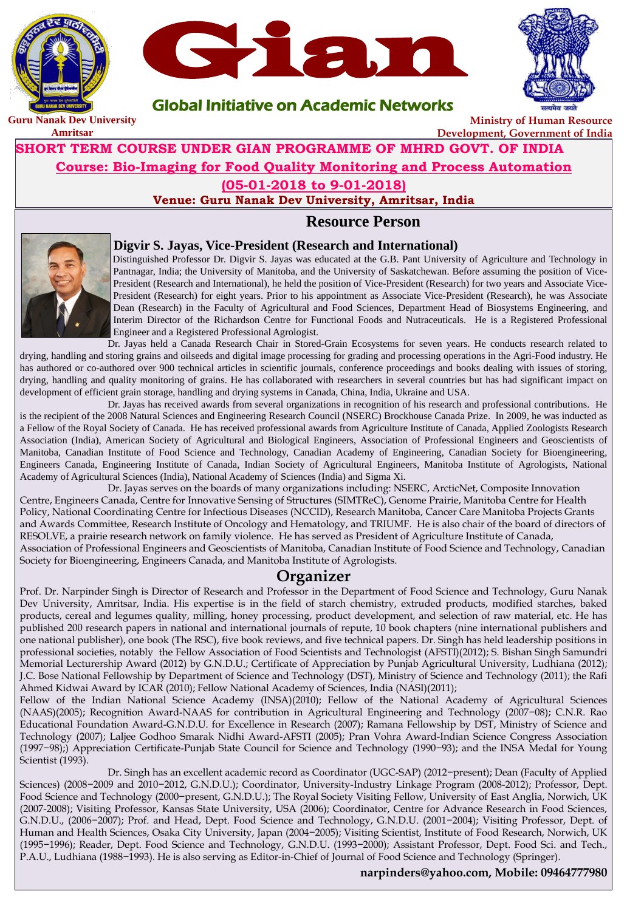Guru Nanak Dev University Amritsar

# Gian

**Global Initiative on Academic Networks**

Ministry of Human Resource Development, Government of India

**SHORT TERM COURSE UNDER GIAN PROGRAMME OF MHRD GOVT. OF INDIA**

**Course: Bio-Imaging for Food Quality Monitoring and Process Automation**

**(05-01-2018 to 9-01-2018)**

**Venue: Guru Nanak Dev University, Amritsar, India**

## Resource Person

### Digvir S. Jayas, Vice-President (Research and International)

Distinguished Professor Dr. Digvir S. Jayas was educated at the G.B. Pant University of Agriculture and Technology in Pantnagar, India; the University of Manitoba, and the University of Saskatchewan. Before assuming the position of Vice-President (Research and International), he held the position of Vice-President (Research) for two years and Associate Vice-President (Research) for eight years. Prior to his appointment as Associate Vice-President (Research), he was Associate Dean (Research) in the Faculty of Agricultural and Food Sciences, Department Head of Biosystems Engineering, and Interim Director of the Richardson Centre for Functional Foods and Nutraceuticals. He is a Registered Professional Engineer and a Registered Professional Agrologist.

Dr. Jayas held a Canada Research Chair in Stored-Grain Ecosystems for seven years. He conducts research related to drying, handling and storing grains and oilseeds and digital image processing for grading and processing operations in the Agri-Food industry. He has authored or co-authored over 900 technical articles in scientific journals, conference proceedings and books dealing with issues of storing, drying, handling and quality monitoring of grains. He has collaborated with researchers in several countries but has had significant impact on development of efficient grain storage, handling and drying systems in Canada, China, India, Ukraine and USA.

Dr. Jayas has received awards from several organizations in recognition of his research and professional contributions. He is the recipient of the 2008 Natural Sciences and Engineering Research Council (NSERC) Brockhouse Canada Prize. In 2009, he was inducted as a Fellow of the Royal Society of Canada. He has received professional awards from Agriculture Institute of Canada, Applied Zoologists Research Association (India), American Society of Agricultural and Biological Engineers, Association of Professional Engineers and Geoscientists of Manitoba, Canadian Institute of Food Science and Technology, Canadian Academy of Engineering, Canadian Society for Bioengineering, Engineers Canada, Engineering Institute of Canada, Indian Society of Agricultural Engineers, Manitoba Institute of Agrologists, National Academy of Agricultural Sciences (India), National Academy of Sciences (India) and Sigma Xi.

Dr. Jayas serves on the boards of many organizations including: NSERC, ArcticNet, Composite Innovation Centre, Engineers Canada, Centre for Innovative Sensing of Structures (SIMTReC), Genome Prairie, Manitoba Centre for Health Policy, National Coordinating Centre for Infectious Diseases (NCCID), Research Manitoba, Cancer Care Manitoba Projects Grants and Awards Committee, Research Institute of Oncology and Hematology, and TRIUMF. He is also chair of the board of directors of RESOLVE, a prairie research network on family violence. He has served as President of Agriculture Institute of Canada, Association of Professional Engineers and Geoscientists of Manitoba, Canadian Institute of Food Science and Technology, Canadian Society for Bioengineering, Engineers Canada, and Manitoba Institute of Agrologists.

## Organizer

Prof. Dr. Narpinder Singh is Director of Research and Professor in the Department of Food Science and Technology, Guru Nanak Dev University, Amritsar, India. His expertise is in the field of starch chemistry, extruded products, modified starches, baked products, cereal and legumes quality, milling, honey processing, product development, and selection of raw material, etc. He has published 200 research papers in national and international journals of repute, 10 book chapters (nine international publishers and one national publisher), one book (The RSC), five book reviews, and five technical papers. Dr. Singh has held leadership positions in professional societies, notably the Fellow Association of Food Scientists and Technologist (AFSTI)(2012); S. Bishan Singh Samundri Memorial Lecturership Award (2012) by G.N.D.U.; Certificate of Appreciation by Punjab Agricultural University, Ludhiana (2012); J.C. Bose National Fellowship by Department of Science and Technology (DST), Ministry of Science and Technology (2011); the Rafi Ahmed Kidwai Award by ICAR (2010); Fellow National Academy of Sciences, India (NASI)(2011);
Fellow of the Indian National Science Academy (INSA)(2010); Fellow of the National Academy of Agricultural Sciences (NAAS)(2005); Recognition Award-NAAS for contribution in Agricultural Engineering and Technology (2007−08); C.N.R. Rao Educational Foundation Award-G.N.D.U. for Excellence in Research (2007); Ramana Fellowship by DST, Ministry of Science and Technology (2007); Laljee Godhoo Smarak Nidhi Award-AFSTI (2005); Pran Vohra Award-Indian Science Congress Association (1997−98);) Appreciation Certificate-Punjab State Council for Science and Technology (1990−93); and the INSA Medal for Young Scientist (1993).

Dr. Singh has an excellent academic record as Coordinator (UGC-SAP) (2012−present); Dean (Faculty of Applied Sciences) (2008−2009 and 2010−2012, G.N.D.U.); Coordinator, University-Industry Linkage Program (2008-2012); Professor, Dept. Food Science and Technology (2000−present, G.N.D.U.); The Royal Society Visiting Fellow, University of East Anglia, Norwich, UK (2007-2008); Visiting Professor, Kansas State University, USA (2006); Coordinator, Centre for Advance Research in Food Sciences, G.N.D.U., (2006−2007); Prof. and Head, Dept. Food Science and Technology, G.N.D.U. (2001−2004); Visiting Professor, Dept. of Human and Health Sciences, Osaka City University, Japan (2004−2005); Visiting Scientist, Institute of Food Research, Norwich, UK (1995−1996); Reader, Dept. Food Science and Technology, G.N.D.U. (1993−2000); Assistant Professor, Dept. Food Sci. and Tech., P.A.U., Ludhiana (1988−1993). He is also serving as Editor-in-Chief of Journal of Food Science and Technology (Springer).

**narpinders@yahoo.com, Mobile: 09464777980**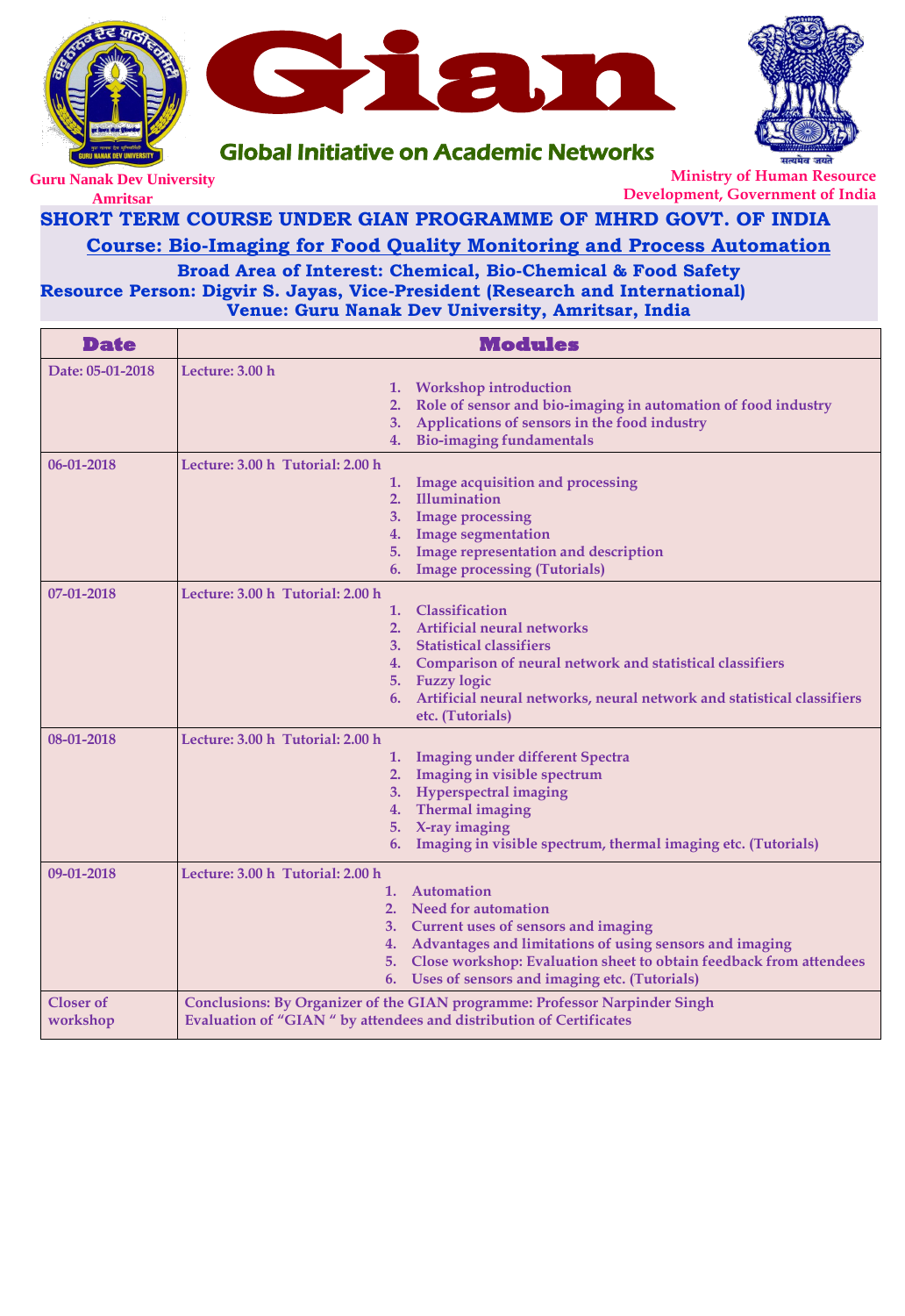# Gian

## Global Initiative on Academic Networks

**Guru Nanak Dev University Amritsar**

**Ministry of Human Resource Development, Government of India**

**SHORT TERM COURSE UNDER GIAN PROGRAMME OF MHRD GOVT. OF INDIA**

**Course: Bio-Imaging for Food Quality Monitoring and Process Automation**

**Broad Area of Interest: Chemical, Bio-Chemical & Food Safety**

**Resource Person: Digvir S. Jayas, Vice-President (Research and International)**

**Venue: Guru Nanak Dev University, Amritsar, India**

| Date | Modules |
|---|---|
| Date: 05-01-2018 | Lecture: 3.00 h<br>1. Workshop introduction<br>2. Role of sensor and bio-imaging in automation of food industry<br>3. Applications of sensors in the food industry<br>4. Bio-imaging fundamentals |
| 06-01-2018 | Lecture: 3.00 h Tutorial: 2.00 h<br>1. Image acquisition and processing<br>2. Illumination<br>3. Image processing<br>4. Image segmentation<br>5. Image representation and description<br>6. Image processing (Tutorials) |
| 07-01-2018 | Lecture: 3.00 h Tutorial: 2.00 h<br>1. Classification<br>2. Artificial neural networks<br>3. Statistical classifiers<br>4. Comparison of neural network and statistical classifiers<br>5. Fuzzy logic<br>6. Artificial neural networks, neural network and statistical classifiers etc. (Tutorials) |
| 08-01-2018 | Lecture: 3.00 h Tutorial: 2.00 h<br>1. Imaging under different Spectra<br>2. Imaging in visible spectrum<br>3. Hyperspectral imaging<br>4. Thermal imaging<br>5. X-ray imaging<br>6. Imaging in visible spectrum, thermal imaging etc. (Tutorials) |
| 09-01-2018 | Lecture: 3.00 h Tutorial: 2.00 h<br>1. Automation<br>2. Need for automation<br>3. Current uses of sensors and imaging<br>4. Advantages and limitations of using sensors and imaging<br>5. Close workshop: Evaluation sheet to obtain feedback from attendees<br>6. Uses of sensors and imaging etc. (Tutorials) |
| Closer of workshop | Conclusions: By Organizer of the GIAN programme: Professor Narpinder Singh<br>Evaluation of "GIAN " by attendees and distribution of Certificates |